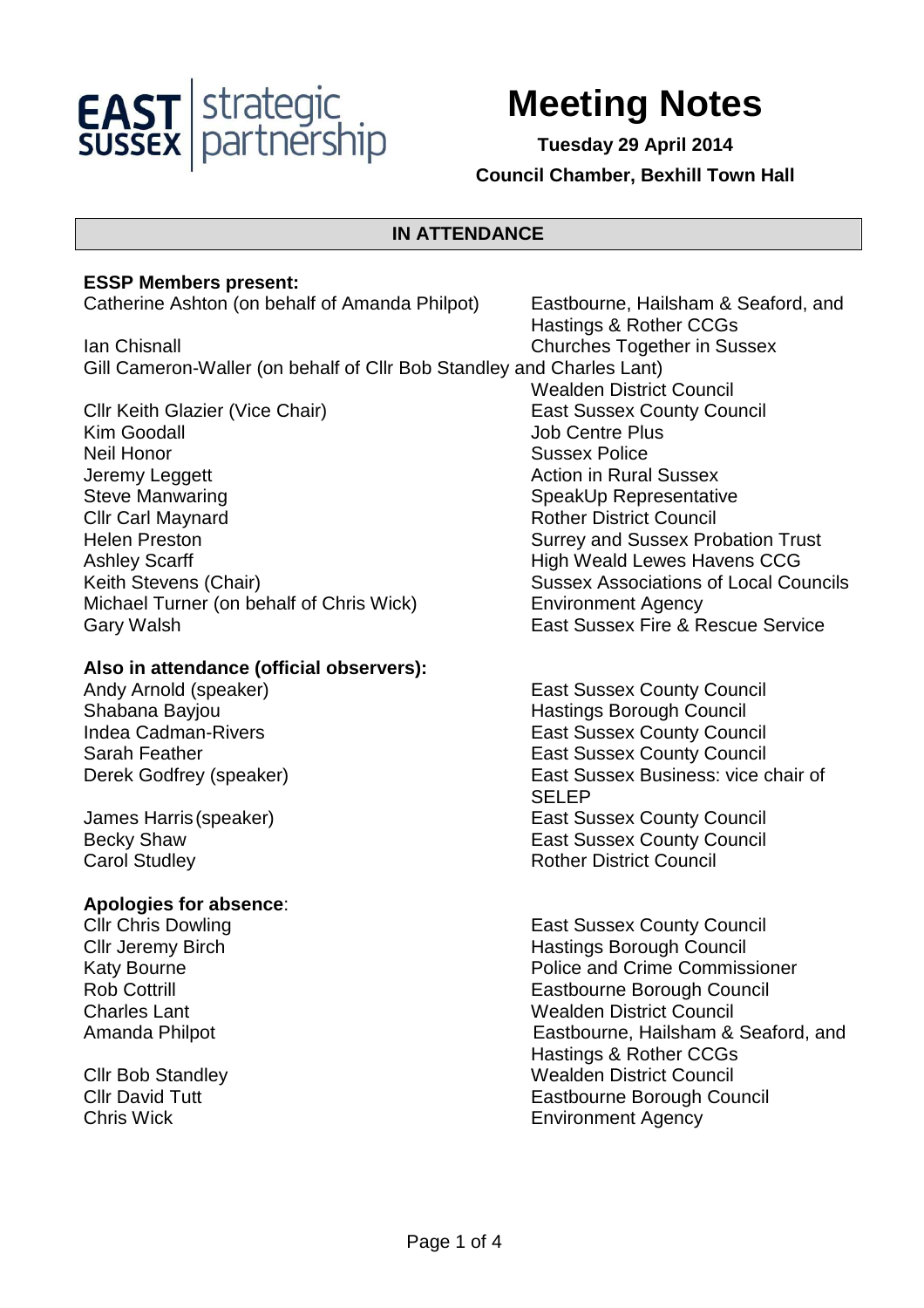EAST SUSSEX strategic partnership

# Meeting Notes

**Tuesday 29 April 2014**

**Council Chamber, Bexhill Town Hall**

## IN ATTENDANCE

**ESSP Members present:**

| Name | Organisation |
|---|---|
| Catherine Ashton (on behalf of Amanda Philpot) | Eastbourne, Hailsham & Seaford, and Hastings & Rother CCGs |
| Ian Chisnall | Churches Together in Sussex |
| Gill Cameron-Waller (on behalf of Cllr Bob Standley and Charles Lant) | Wealden District Council |
| Cllr Keith Glazier (Vice Chair) | East Sussex County Council |
| Kim Goodall | Job Centre Plus |
| Neil Honor | Sussex Police |
| Jeremy Leggett | Action in Rural Sussex |
| Steve Manwaring | SpeakUp Representative |
| Cllr Carl Maynard | Rother District Council |
| Helen Preston | Surrey and Sussex Probation Trust |
| Ashley Scarff | High Weald Lewes Havens CCG |
| Keith Stevens (Chair) | Sussex Associations of Local Councils |
| Michael Turner (on behalf of Chris Wick) | Environment Agency |
| Gary Walsh | East Sussex Fire & Rescue Service |

**Also in attendance (official observers):**

| Name | Organisation |
|---|---|
| Andy Arnold (speaker) | East Sussex County Council |
| Shabana Bayjou | Hastings Borough Council |
| Indea Cadman-Rivers | East Sussex County Council |
| Sarah Feather | East Sussex County Council |
| Derek Godfrey (speaker) | East Sussex Business: vice chair of SELEP |
| James Harris (speaker) | East Sussex County Council |
| Becky Shaw | East Sussex County Council |
| Carol Studley | Rother District Council |

**Apologies for absence**:

| Name | Organisation |
|---|---|
| Cllr Chris Dowling | East Sussex County Council |
| Cllr Jeremy Birch | Hastings Borough Council |
| Katy Bourne | Police and Crime Commissioner |
| Rob Cottrill | Eastbourne Borough Council |
| Charles Lant | Wealden District Council |
| Amanda Philpot | Eastbourne, Hailsham & Seaford, and Hastings & Rother CCGs |
| Cllr Bob Standley | Wealden District Council |
| Cllr David Tutt | Eastbourne Borough Council |
| Chris Wick | Environment Agency |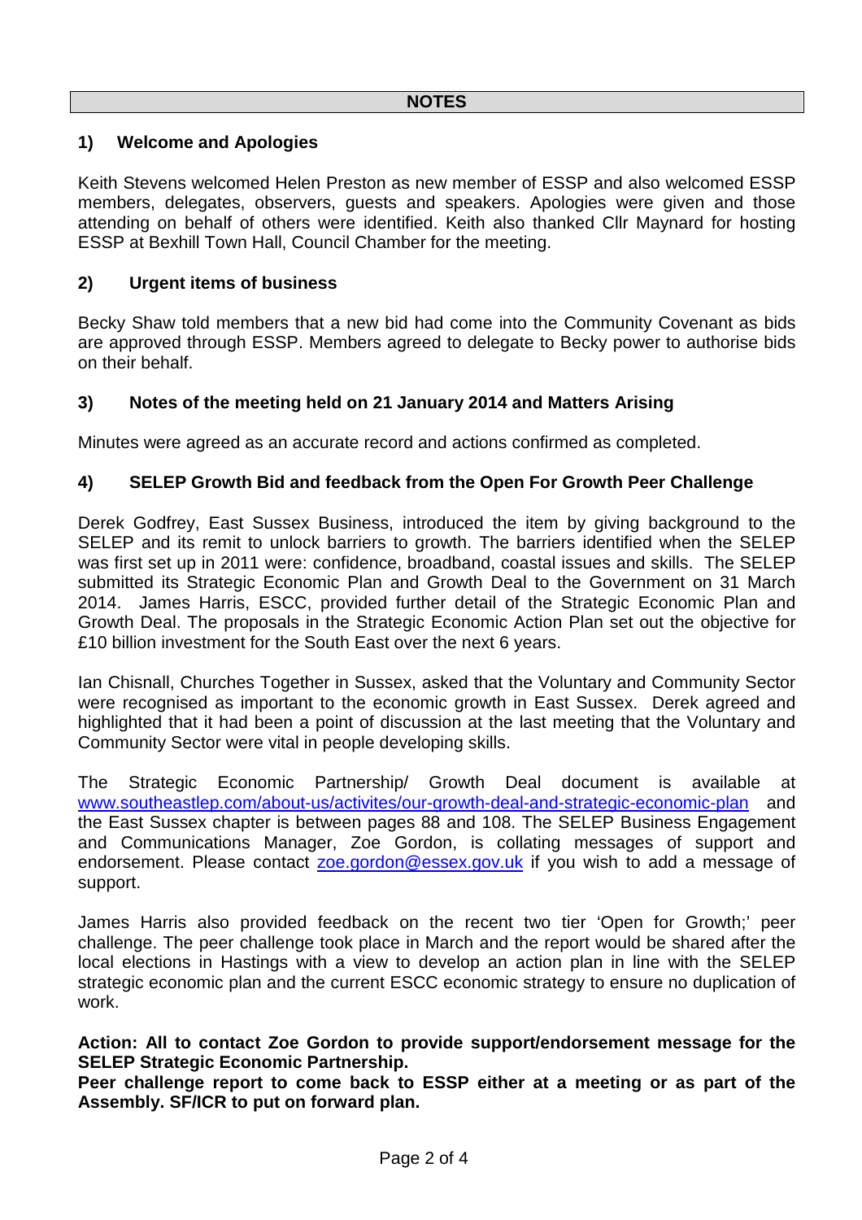## NOTES

### 1) Welcome and Apologies

Keith Stevens welcomed Helen Preston as new member of ESSP and also welcomed ESSP members, delegates, observers, guests and speakers. Apologies were given and those attending on behalf of others were identified. Keith also thanked Cllr Maynard for hosting ESSP at Bexhill Town Hall, Council Chamber for the meeting.

### 2) Urgent items of business

Becky Shaw told members that a new bid had come into the Community Covenant as bids are approved through ESSP. Members agreed to delegate to Becky power to authorise bids on their behalf.

### 3) Notes of the meeting held on 21 January 2014 and Matters Arising

Minutes were agreed as an accurate record and actions confirmed as completed.

### 4) SELEP Growth Bid and feedback from the Open For Growth Peer Challenge

Derek Godfrey, East Sussex Business, introduced the item by giving background to the SELEP and its remit to unlock barriers to growth. The barriers identified when the SELEP was first set up in 2011 were: confidence, broadband, coastal issues and skills. The SELEP submitted its Strategic Economic Plan and Growth Deal to the Government on 31 March 2014. James Harris, ESCC, provided further detail of the Strategic Economic Plan and Growth Deal. The proposals in the Strategic Economic Action Plan set out the objective for £10 billion investment for the South East over the next 6 years.

Ian Chisnall, Churches Together in Sussex, asked that the Voluntary and Community Sector were recognised as important to the economic growth in East Sussex. Derek agreed and highlighted that it had been a point of discussion at the last meeting that the Voluntary and Community Sector were vital in people developing skills.

The Strategic Economic Partnership/ Growth Deal document is available at www.southeastlep.com/about-us/activites/our-growth-deal-and-strategic-economic-plan and the East Sussex chapter is between pages 88 and 108. The SELEP Business Engagement and Communications Manager, Zoe Gordon, is collating messages of support and endorsement. Please contact zoe.gordon@essex.gov.uk if you wish to add a message of support.

James Harris also provided feedback on the recent two tier 'Open for Growth;' peer challenge. The peer challenge took place in March and the report would be shared after the local elections in Hastings with a view to develop an action plan in line with the SELEP strategic economic plan and the current ESCC economic strategy to ensure no duplication of work.

**Action: All to contact Zoe Gordon to provide support/endorsement message for the SELEP Strategic Economic Partnership.**
**Peer challenge report to come back to ESSP either at a meeting or as part of the Assembly. SF/ICR to put on forward plan.**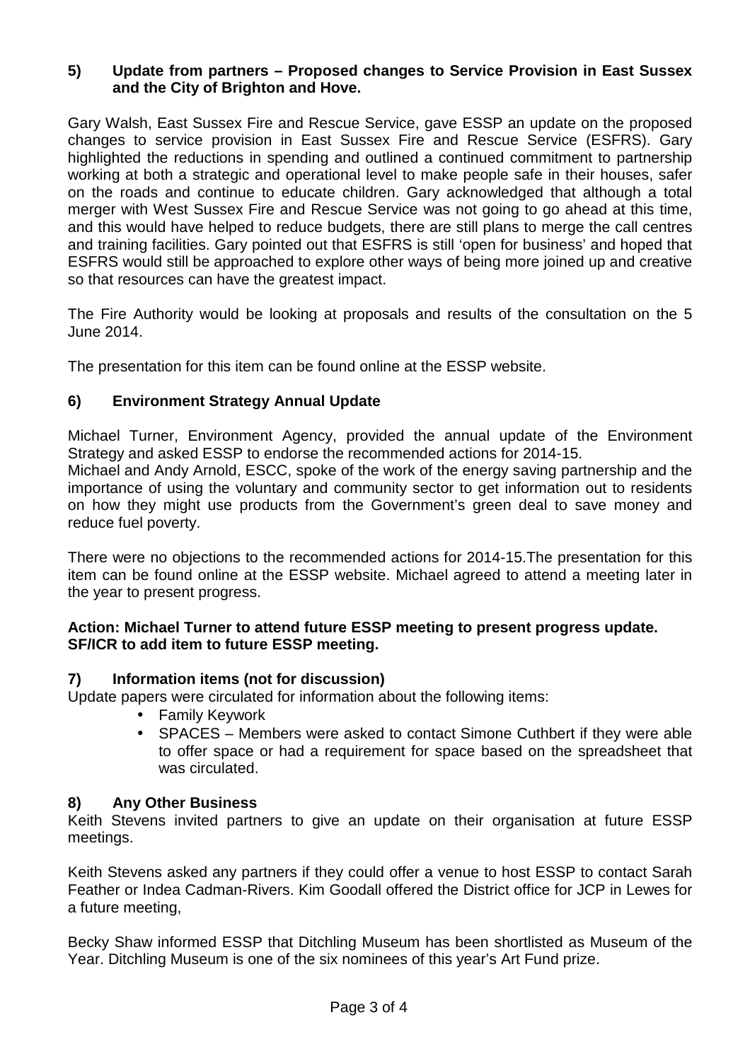## 5) Update from partners – Proposed changes to Service Provision in East Sussex and the City of Brighton and Hove.

Gary Walsh, East Sussex Fire and Rescue Service, gave ESSP an update on the proposed changes to service provision in East Sussex Fire and Rescue Service (ESFRS). Gary highlighted the reductions in spending and outlined a continued commitment to partnership working at both a strategic and operational level to make people safe in their houses, safer on the roads and continue to educate children. Gary acknowledged that although a total merger with West Sussex Fire and Rescue Service was not going to go ahead at this time, and this would have helped to reduce budgets, there are still plans to merge the call centres and training facilities. Gary pointed out that ESFRS is still 'open for business' and hoped that ESFRS would still be approached to explore other ways of being more joined up and creative so that resources can have the greatest impact.

The Fire Authority would be looking at proposals and results of the consultation on the 5 June 2014.

The presentation for this item can be found online at the ESSP website.

## 6) Environment Strategy Annual Update

Michael Turner, Environment Agency, provided the annual update of the Environment Strategy and asked ESSP to endorse the recommended actions for 2014-15.
Michael and Andy Arnold, ESCC, spoke of the work of the energy saving partnership and the importance of using the voluntary and community sector to get information out to residents on how they might use products from the Government's green deal to save money and reduce fuel poverty.

There were no objections to the recommended actions for 2014-15.The presentation for this item can be found online at the ESSP website. Michael agreed to attend a meeting later in the year to present progress.

**Action: Michael Turner to attend future ESSP meeting to present progress update.**
**SF/ICR to add item to future ESSP meeting.**

## 7) Information items (not for discussion)

Update papers were circulated for information about the following items:

- Family Keywork
- SPACES – Members were asked to contact Simone Cuthbert if they were able to offer space or had a requirement for space based on the spreadsheet that was circulated.

## 8) Any Other Business

Keith Stevens invited partners to give an update on their organisation at future ESSP meetings.

Keith Stevens asked any partners if they could offer a venue to host ESSP to contact Sarah Feather or Indea Cadman-Rivers. Kim Goodall offered the District office for JCP in Lewes for a future meeting,

Becky Shaw informed ESSP that Ditchling Museum has been shortlisted as Museum of the Year. Ditchling Museum is one of the six nominees of this year's Art Fund prize.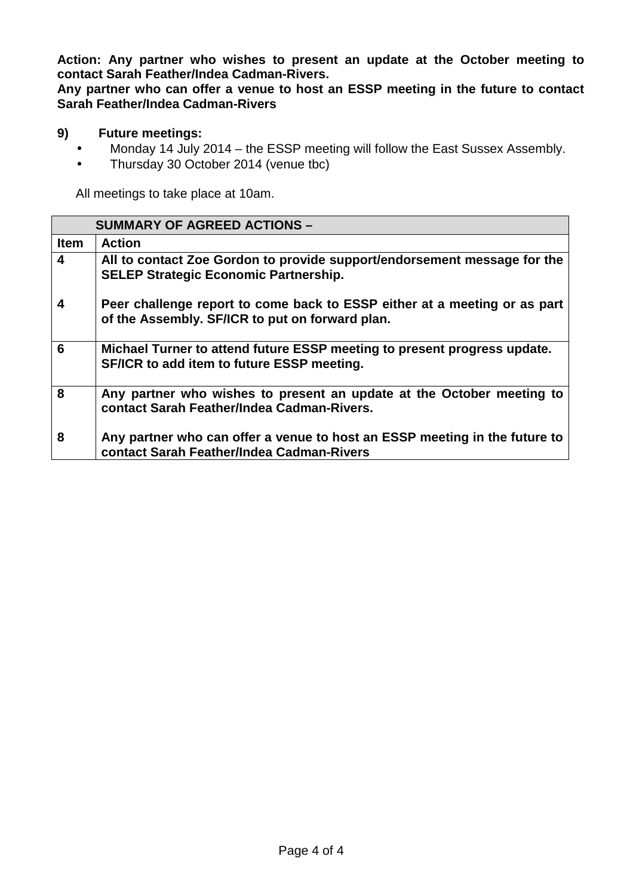**Action: Any partner who wishes to present an update at the October meeting to contact Sarah Feather/Indea Cadman-Rivers.**
**Any partner who can offer a venue to host an ESSP meeting in the future to contact Sarah Feather/Indea Cadman-Rivers**

**9) Future meetings:**

- Monday 14 July 2014 – the ESSP meeting will follow the East Sussex Assembly.
- Thursday 30 October 2014 (venue tbc)

All meetings to take place at 10am.

| SUMMARY OF AGREED ACTIONS – | |
|---|---|
| **Item** | **Action** |
| **4** | **All to contact Zoe Gordon to provide support/endorsement message for the SELEP Strategic Economic Partnership.** |
| **4** | **Peer challenge report to come back to ESSP either at a meeting or as part of the Assembly. SF/ICR to put on forward plan.** |
| **6** | **Michael Turner to attend future ESSP meeting to present progress update. SF/ICR to add item to future ESSP meeting.** |
| **8** | **Any partner who wishes to present an update at the October meeting to contact Sarah Feather/Indea Cadman-Rivers.** |
| **8** | **Any partner who can offer a venue to host an ESSP meeting in the future to contact Sarah Feather/Indea Cadman-Rivers** |